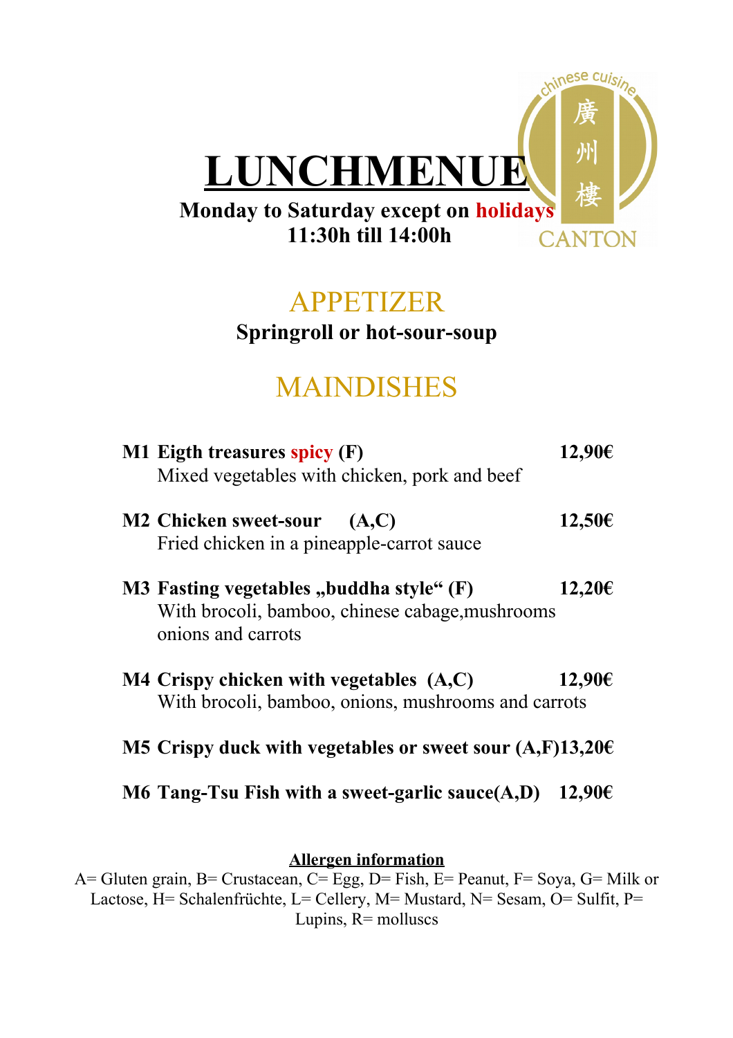# LUNCHMENUE

**Monday to Saturday except on holidays**
**11:30h till 14:00h**

chinese cuisine
廣州樓
CANTON

## APPETIZER

**Springroll or hot-sour-soup**

## MAINDISHES

**M1 Eigth treasures spicy (F)** **12,90€**
Mixed vegetables with chicken, pork and beef

**M2 Chicken sweet-sour (A,C)** **12,50€**
Fried chicken in a pineapple-carrot sauce

**M3 Fasting vegetables „buddha style“ (F)** **12,20€**
With brocoli, bamboo, chinese cabage,mushrooms onions and carrots

**M4 Crispy chicken with vegetables (A,C)** **12,90€**
With brocoli, bamboo, onions, mushrooms and carrots

**M5 Crispy duck with vegetables or sweet sour (A,F)13,20€**

**M6 Tang-Tsu Fish with a sweet-garlic sauce(A,D)** **12,90€**

**Allergen information**

A= Gluten grain, B= Crustacean, C= Egg, D= Fish, E= Peanut, F= Soya, G= Milk or Lactose, H= Schalenfrüchte, L= Cellery, M= Mustard, N= Sesam, O= Sulfit, P= Lupins, R= molluscs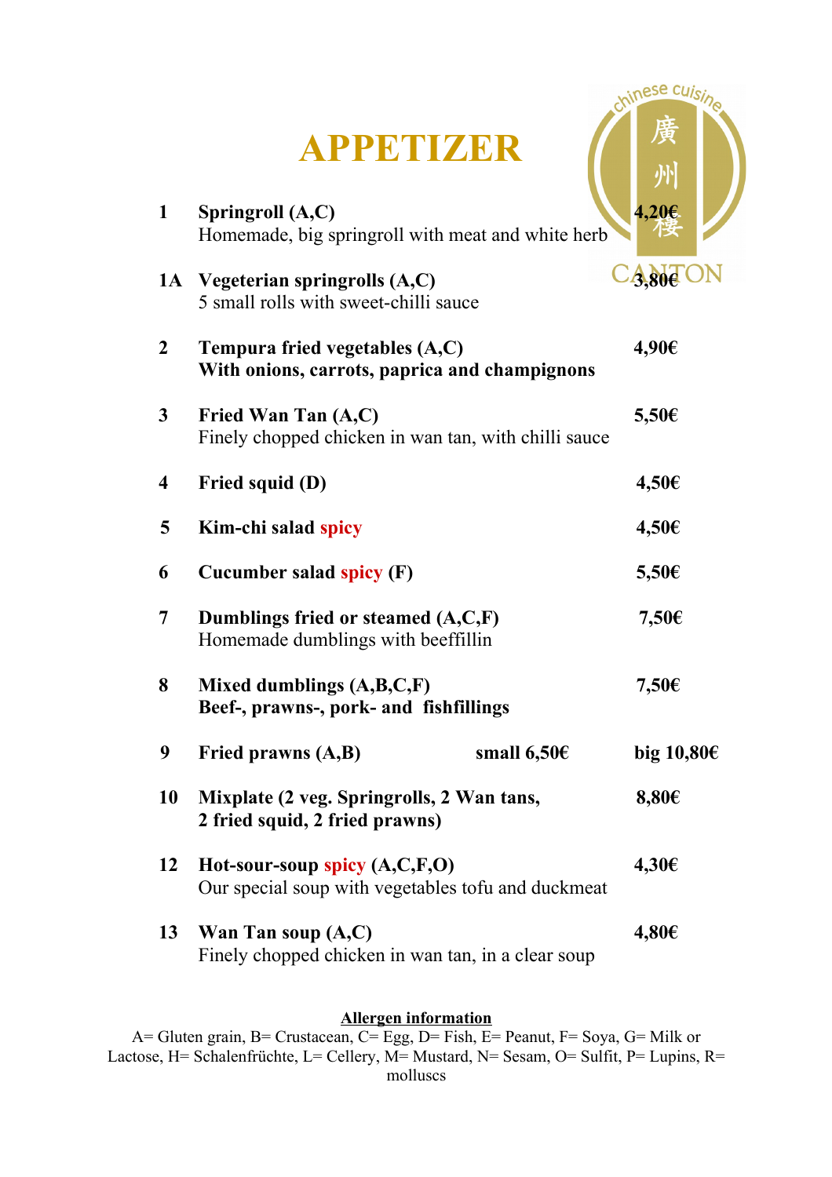# APPETIZER

chinese cuisine 廣州樓 CANTON

| No. | Dish | | Price |
|---|---|---|---|
| 1 | **Springroll (A,C)**<br>Homemade, big springroll with meat and white herb | | **4,20€** |
| 1A | **Vegeterian springrolls (A,C)**<br>5 small rolls with sweet-chilli sauce | | **3,80€** |
| 2 | **Tempura fried vegetables (A,C)**<br>**With onions, carrots, paprica and champignons** | | **4,90€** |
| 3 | **Fried Wan Tan (A,C)**<br>Finely chopped chicken in wan tan, with chilli sauce | | **5,50€** |
| 4 | **Fried squid (D)** | | **4,50€** |
| 5 | **Kim-chi salad spicy** | | **4,50€** |
| 6 | **Cucumber salad spicy (F)** | | **5,50€** |
| 7 | **Dumblings fried or steamed (A,C,F)**<br>Homemade dumblings with beeffillin | | **7,50€** |
| 8 | **Mixed dumblings (A,B,C,F)**<br>**Beef-, prawns-, pork- and fishfillings** | | **7,50€** |
| 9 | **Fried prawns (A,B)** | **small 6,50€** | **big 10,80€** |
| 10 | **Mixplate (2 veg. Springrolls, 2 Wan tans, 2 fried squid, 2 fried prawns)** | | **8,80€** |
| 12 | **Hot-sour-soup spicy (A,C,F,O)**<br>Our special soup with vegetables tofu and duckmeat | | **4,30€** |
| 13 | **Wan Tan soup (A,C)**<br>Finely chopped chicken in wan tan, in a clear soup | | **4,80€** |

**Allergen information**

A= Gluten grain, B= Crustacean, C= Egg, D= Fish, E= Peanut, F= Soya, G= Milk or Lactose, H= Schalenfrüchte, L= Cellery, M= Mustard, N= Sesam, O= Sulfit, P= Lupins, R= molluscs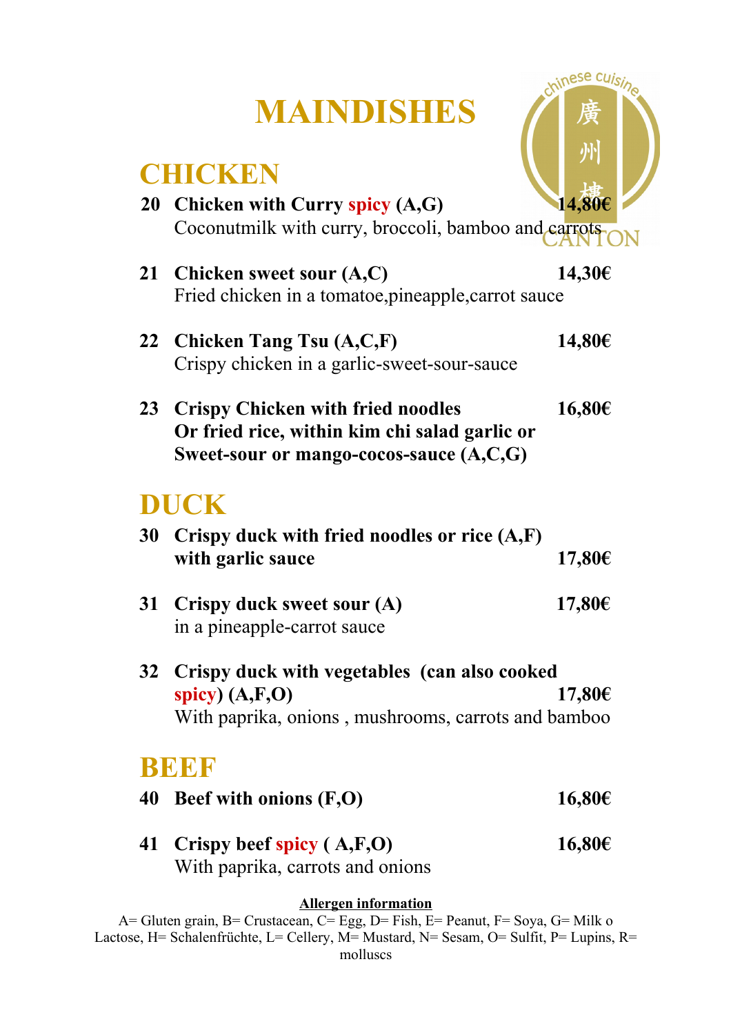# MAINDISHES

## CHICKEN

**20 Chicken with Curry spicy (A,G)** **14,80€**
Coconutmilk with curry, broccoli, bamboo and carrots

**21 Chicken sweet sour (A,C)** **14,30€**
Fried chicken in a tomatoe,pineapple,carrot sauce

**22 Chicken Tang Tsu (A,C,F)** **14,80€**
Crispy chicken in a garlic-sweet-sour-sauce

**23 Crispy Chicken with fried noodles** **16,80€**
**Or fried rice, within kim chi salad garlic or**
**Sweet-sour or mango-cocos-sauce (A,C,G)**

## DUCK

**30 Crispy duck with fried noodles or rice (A,F)**
**with garlic sauce** **17,80€**

**31 Crispy duck sweet sour (A)** **17,80€**
in a pineapple-carrot sauce

**32 Crispy duck with vegetables (can also cooked spicy) (A,F,O)** **17,80€**
With paprika, onions , mushrooms, carrots and bamboo

## BEEF

**40 Beef with onions (F,O)** **16,80€**

**41 Crispy beef spicy ( A,F,O)** **16,80€**
With paprika, carrots and onions

**Allergen information**
A= Gluten grain, B= Crustacean, C= Egg, D= Fish, E= Peanut, F= Soya, G= Milk o Lactose, H= Schalenfrüchte, L= Cellery, M= Mustard, N= Sesam, O= Sulfit, P= Lupins, R= molluscs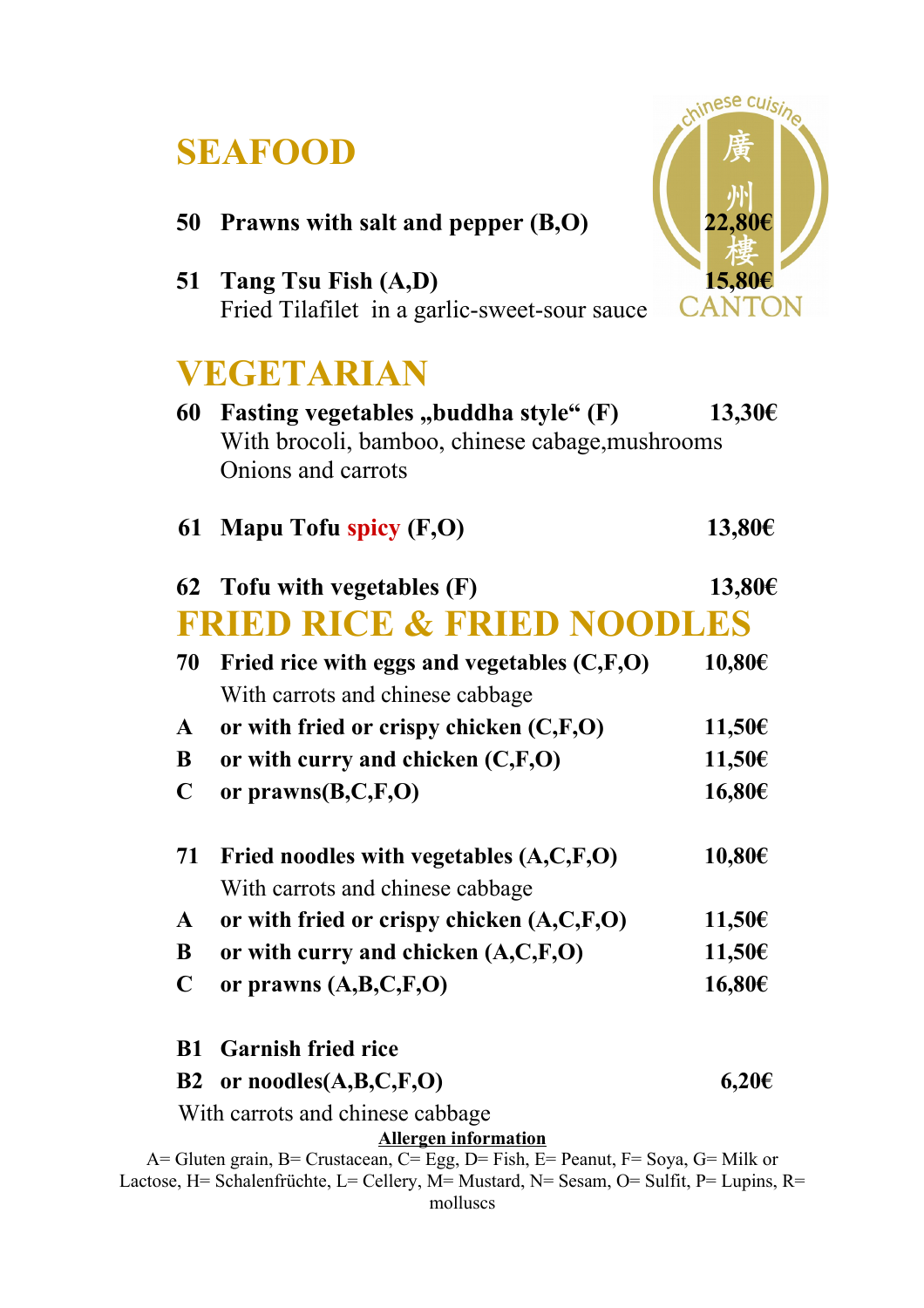# SEAFOOD

**50 Prawns with salt and pepper (B,O)** **22,80€**

**51 Tang Tsu Fish (A,D)** **15,80€**
Fried Tilafilet in a garlic-sweet-sour sauce

chinese cuisine 廣州樓 CANTON

# VEGETARIAN

**60 Fasting vegetables „buddha style" (F)** **13,30€**
With brocoli, bamboo, chinese cabage,mushrooms
Onions and carrots

**61 Mapu Tofu spicy (F,O)** **13,80€**

**62 Tofu with vegetables (F)** **13,80€**

# FRIED RICE & FRIED NOODLES

**70 Fried rice with eggs and vegetables (C,F,O)** **10,80€**
With carrots and chinese cabbage

**A or with fried or crispy chicken (C,F,O)** **11,50€**

**B or with curry and chicken (C,F,O)** **11,50€**

**C or prawns(B,C,F,O)** **16,80€**

**71 Fried noodles with vegetables (A,C,F,O)** **10,80€**
With carrots and chinese cabbage

**A or with fried or crispy chicken (A,C,F,O)** **11,50€**

**B or with curry and chicken (A,C,F,O)** **11,50€**

**C or prawns (A,B,C,F,O)** **16,80€**

**B1 Garnish fried rice**

**B2 or noodles(A,B,C,F,O)** **6,20€**

With carrots and chinese cabbage

**Allergen information**

A= Gluten grain, B= Crustacean, C= Egg, D= Fish, E= Peanut, F= Soya, G= Milk or Lactose, H= Schalenfrüchte, L= Cellery, M= Mustard, N= Sesam, O= Sulfit, P= Lupins, R= molluscs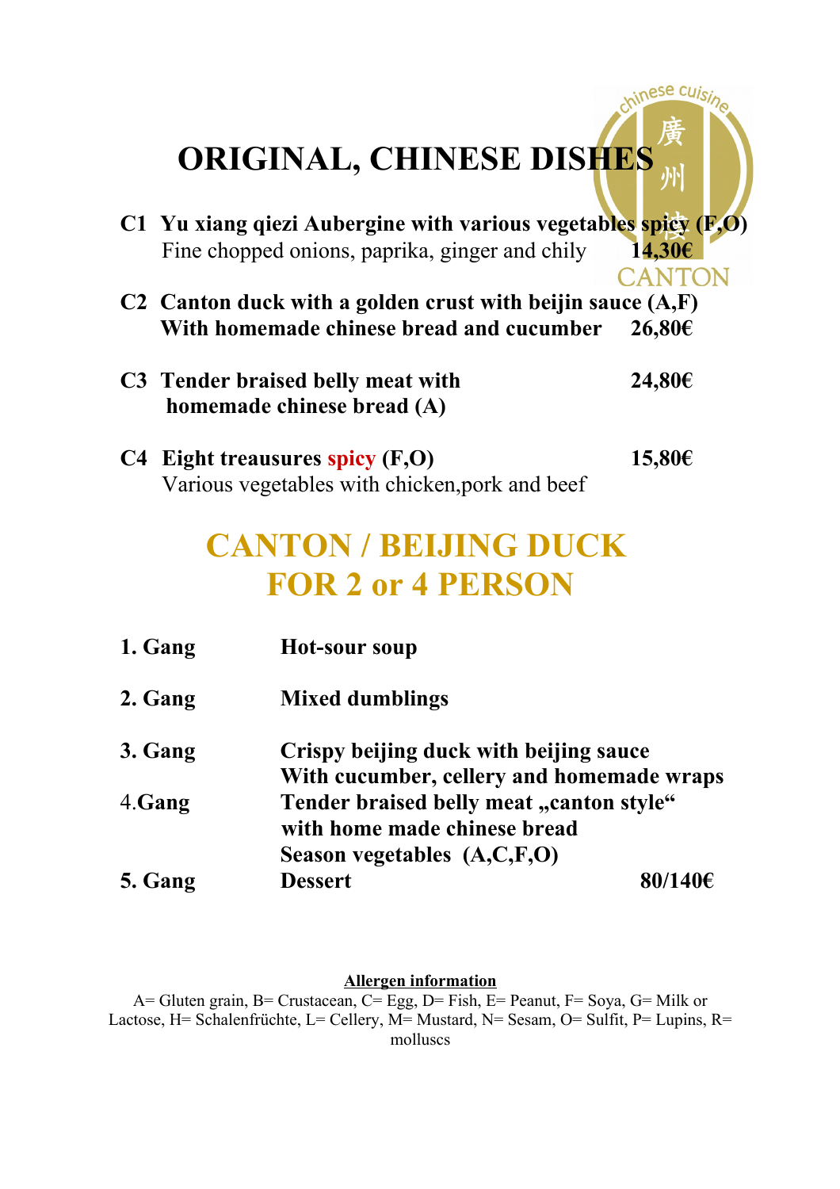# ORIGINAL, CHINESE DISHES

**C1 Yu xiang qiezi Aubergine with various vegetables spicy (F,O)**
Fine chopped onions, paprika, ginger and chily **14,30€**

**C2 Canton duck with a golden crust with beijin sauce (A,F)**
**With homemade chinese bread and cucumber 26,80€**

**C3 Tender braised belly meat with 24,80€**
**homemade chinese bread (A)**

**C4 Eight treausures spicy (F,O) 15,80€**
Various vegetables with chicken,pork and beef

## CANTON / BEIJING DUCK
## FOR 2 or 4 PERSON

| | |
|---|---|
| **1. Gang** | **Hot-sour soup** |
| **2. Gang** | **Mixed dumblings** |
| **3. Gang** | **Crispy beijing duck with beijing sauce**<br>**With cucumber, cellery and homemade wraps** |
| **4.Gang** | **Tender braised belly meat „canton style“**<br>**with home made chinese bread**<br>**Season vegetables (A,C,F,O)** |
| **5. Gang** | **Dessert 80/140€** |

**Allergen information**

A= Gluten grain, B= Crustacean, C= Egg, D= Fish, E= Peanut, F= Soya, G= Milk or Lactose, H= Schalenfrüchte, L= Cellery, M= Mustard, N= Sesam, O= Sulfit, P= Lupins, R= molluscs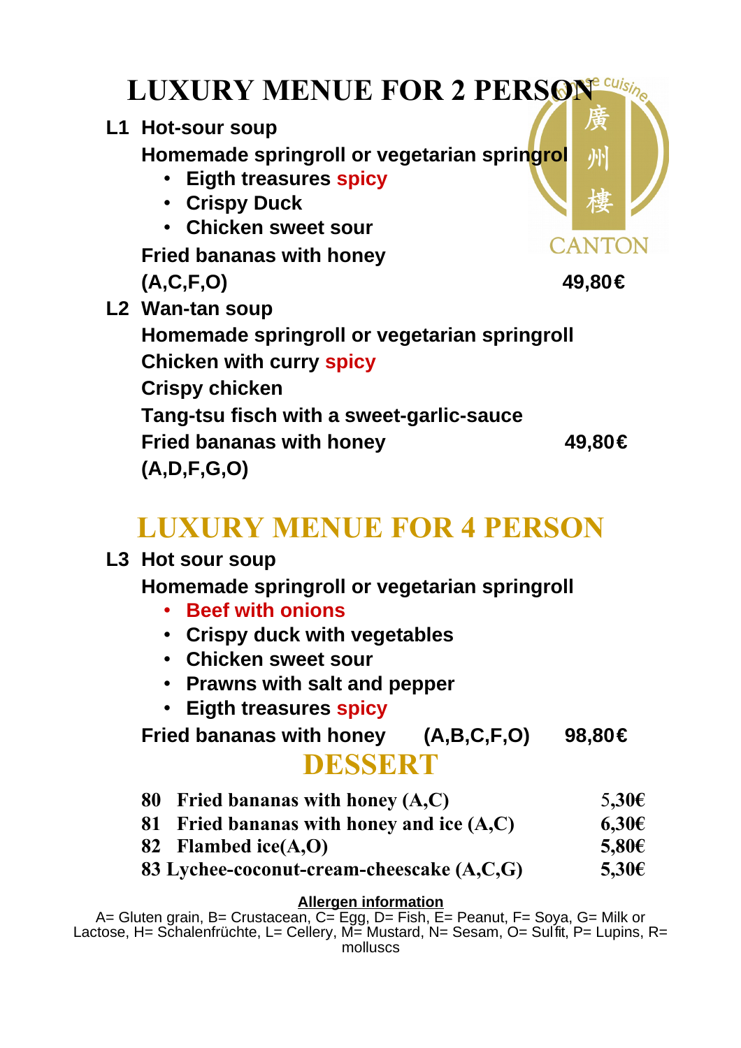# LUXURY MENUE FOR 2 PERSON

**L1 Hot-sour soup**

**Homemade springroll or vegetarian springrol**

- **Eigth treasures spicy**
- **Crispy Duck**
- **Chicken sweet sour**

**Fried bananas with honey**

**(A,C,F,O)** **49,80€**

**L2 Wan-tan soup**

**Homemade springroll or vegetarian springroll**

**Chicken with curry spicy**

**Crispy chicken**

**Tang-tsu fisch with a sweet-garlic-sauce**

**Fried bananas with honey** **49,80€**

**(A,D,F,G,O)**

# LUXURY MENUE FOR 4 PERSON

**L3 Hot sour soup**

**Homemade springroll or vegetarian springroll**

- **Beef with onions**
- **Crispy duck with vegetables**
- **Chicken sweet sour**
- **Prawns with salt and pepper**
- **Eigth treasures spicy**

**Fried bananas with honey (A,B,C,F,O) 98,80€**

# DESSERT

| | | |
|---|---|---|
| **80** | **Fried bananas with honey (A,C)** | **5,30€** |
| **81** | **Fried bananas with honey and ice (A,C)** | **6,30€** |
| **82** | **Flambed ice(A,O)** | **5,80€** |
| **83** | **Lychee-coconut-cream-cheescake (A,C,G)** | **5,30€** |

**Allergen information**

A= Gluten grain, B= Crustacean, C= Egg, D= Fish, E= Peanut, F= Soya, G= Milk or Lactose, H= Schalenfrüchte, L= Cellery, M= Mustard, N= Sesam, O= Sulfit, P= Lupins, R= molluscs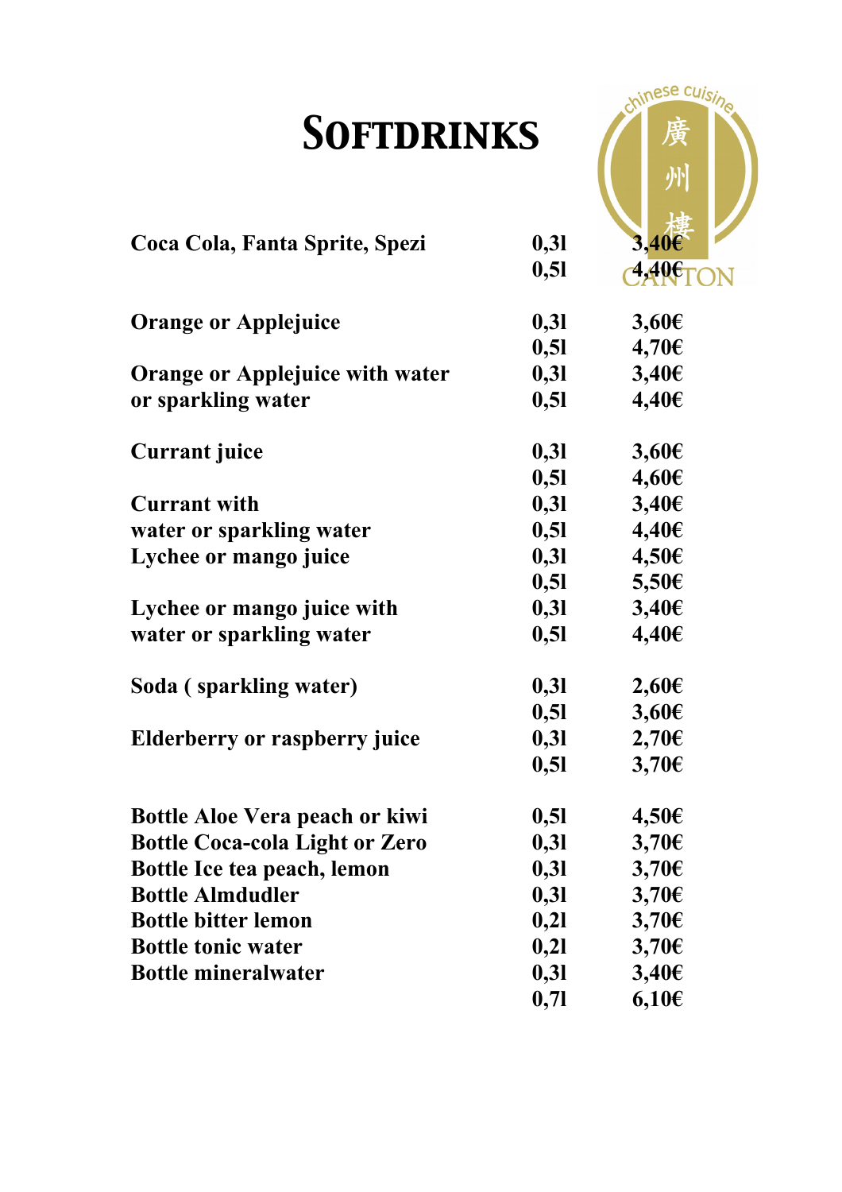# Softdrinks

| | | |
|---|---|---|
| **Coca Cola, Fanta Sprite, Spezi** | **0,3l** | **3,40€** |
| | **0,5l** | **4,40€** |
| **Orange or Applejuice** | **0,3l** | **3,60€** |
| | **0,5l** | **4,70€** |
| **Orange or Applejuice with water or sparkling water** | **0,3l** | **3,40€** |
| | **0,5l** | **4,40€** |
| **Currant juice** | **0,3l** | **3,60€** |
| | **0,5l** | **4,60€** |
| **Currant with water or sparkling water** | **0,3l** | **3,40€** |
| | **0,5l** | **4,40€** |
| **Lychee or mango juice** | **0,3l** | **4,50€** |
| | **0,5l** | **5,50€** |
| **Lychee or mango juice with water or sparkling water** | **0,3l** | **3,40€** |
| | **0,5l** | **4,40€** |
| **Soda ( sparkling water)** | **0,3l** | **2,60€** |
| | **0,5l** | **3,60€** |
| **Elderberry or raspberry juice** | **0,3l** | **2,70€** |
| | **0,5l** | **3,70€** |
| **Bottle Aloe Vera peach or kiwi** | **0,5l** | **4,50€** |
| **Bottle Coca-cola Light or Zero** | **0,3l** | **3,70€** |
| **Bottle Ice tea peach, lemon** | **0,3l** | **3,70€** |
| **Bottle Almdudler** | **0,3l** | **3,70€** |
| **Bottle bitter lemon** | **0,2l** | **3,70€** |
| **Bottle tonic water** | **0,2l** | **3,70€** |
| **Bottle mineralwater** | **0,3l** | **3,40€** |
| | **0,7l** | **6,10€** |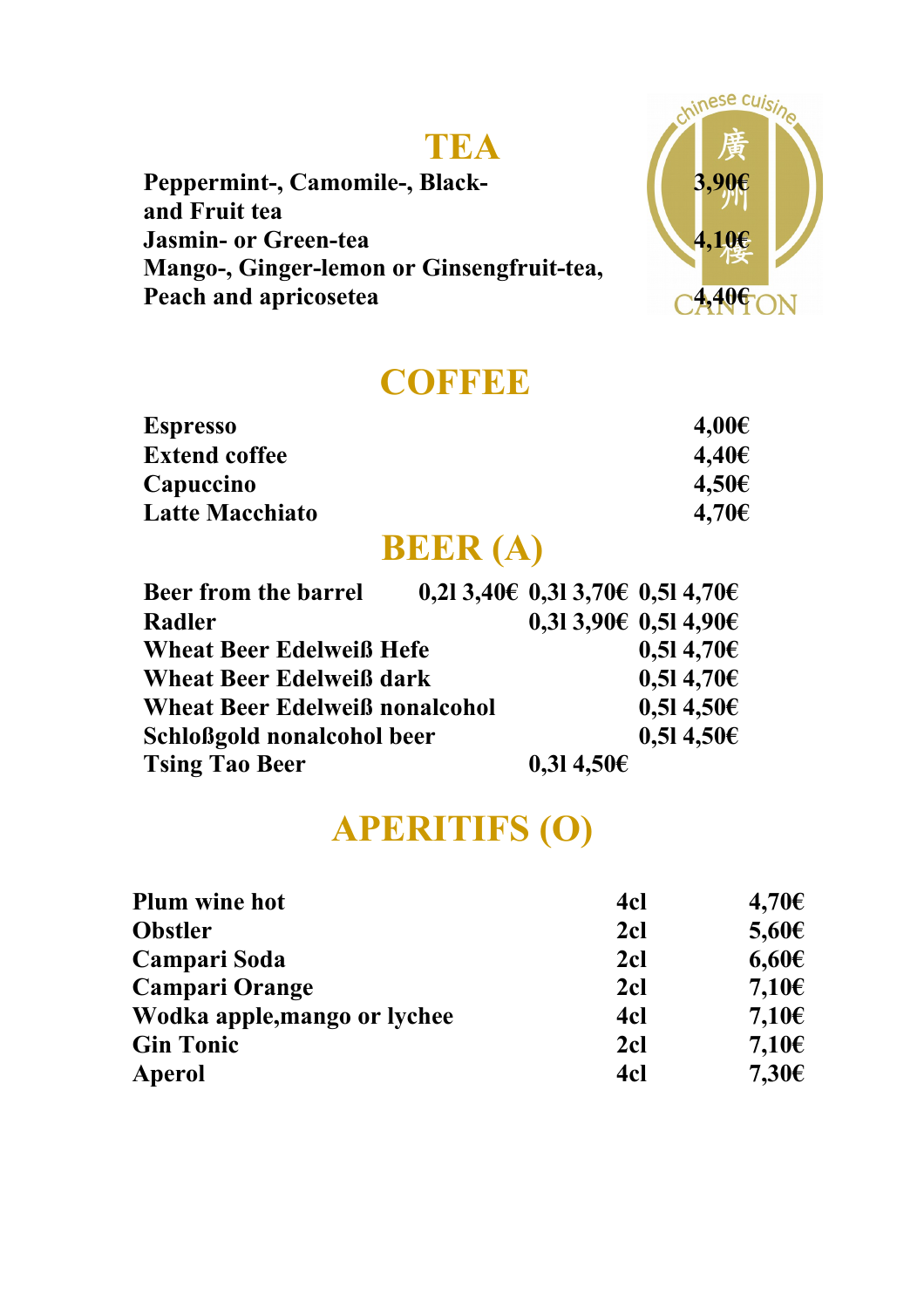## TEA

| | |
|---|---|
| Peppermint-, Camomile-, Black- and Fruit tea | 3,90€ |
| Jasmin- or Green-tea | 4,10€ |
| Mango-, Ginger-lemon or Ginsengfruit-tea, Peach and apricosetea | 4,40€ |

## COFFEE

| | |
|---|---|
| Espresso | 4,00€ |
| Extend coffee | 4,40€ |
| Capuccino | 4,50€ |
| Latte Macchiato | 4,70€ |

## BEER (A)

| | | | |
|---|---|---|---|
| Beer from the barrel | 0,2l 3,40€ | 0,3l 3,70€ | 0,5l 4,70€ |
| Radler | | 0,3l 3,90€ | 0,5l 4,90€ |
| Wheat Beer Edelweiß Hefe | | | 0,5l 4,70€ |
| Wheat Beer Edelweiß dark | | | 0,5l 4,70€ |
| Wheat Beer Edelweiß nonalcohol | | | 0,5l 4,50€ |
| Schloßgold nonalcohol beer | | | 0,5l 4,50€ |
| Tsing Tao Beer | | 0,3l 4,50€ | |

## APERITIFS (O)

| | | |
|---|---|---|
| Plum wine hot | 4cl | 4,70€ |
| Obstler | 2cl | 5,60€ |
| Campari Soda | 2cl | 6,60€ |
| Campari Orange | 2cl | 7,10€ |
| Wodka apple,mango or lychee | 4cl | 7,10€ |
| Gin Tonic | 2cl | 7,10€ |
| Aperol | 4cl | 7,30€ |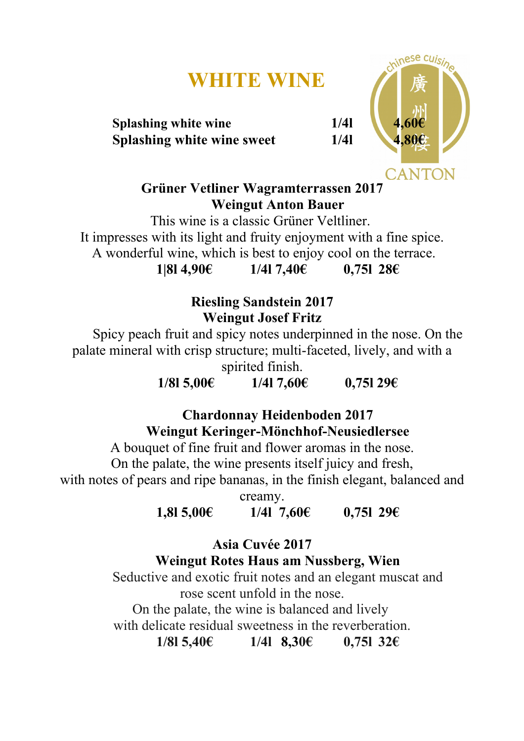# WHITE WINE

chinese cuisine 廣州樓 CANTON

| | | |
|---|---|---|
| **Splashing white wine** | **1/4l** | **4,60€** |
| **Splashing white wine sweet** | **1/4l** | **4,80€** |

**Grüner Vetliner Wagramterrassen 2017**
**Weingut Anton Bauer**

This wine is a classic Grüner Veltliner.
It impresses with its light and fruity enjoyment with a fine spice.
A wonderful wine, which is best to enjoy cool on the terrace.

**1|8l 4,90€ 1/4l 7,40€ 0,75l 28€**

**Riesling Sandstein 2017**
**Weingut Josef Fritz**

Spicy peach fruit and spicy notes underpinned in the nose. On the palate mineral with crisp structure; multi-faceted, lively, and with a spirited finish.

**1/8l 5,00€ 1/4l 7,60€ 0,75l 29€**

**Chardonnay Heidenboden 2017**
**Weingut Keringer-Mönchhof-Neusiedlersee**

A bouquet of fine fruit and flower aromas in the nose.
On the palate, the wine presents itself juicy and fresh,
with notes of pears and ripe bananas, in the finish elegant, balanced and creamy.

**1,8l 5,00€ 1/4l 7,60€ 0,75l 29€**

**Asia Cuvée 2017**
**Weingut Rotes Haus am Nussberg, Wien**

Seductive and exotic fruit notes and an elegant muscat and rose scent unfold in the nose.
On the palate, the wine is balanced and lively
with delicate residual sweetness in the reverberation.

**1/8l 5,40€ 1/4l 8,30€ 0,75l 32€**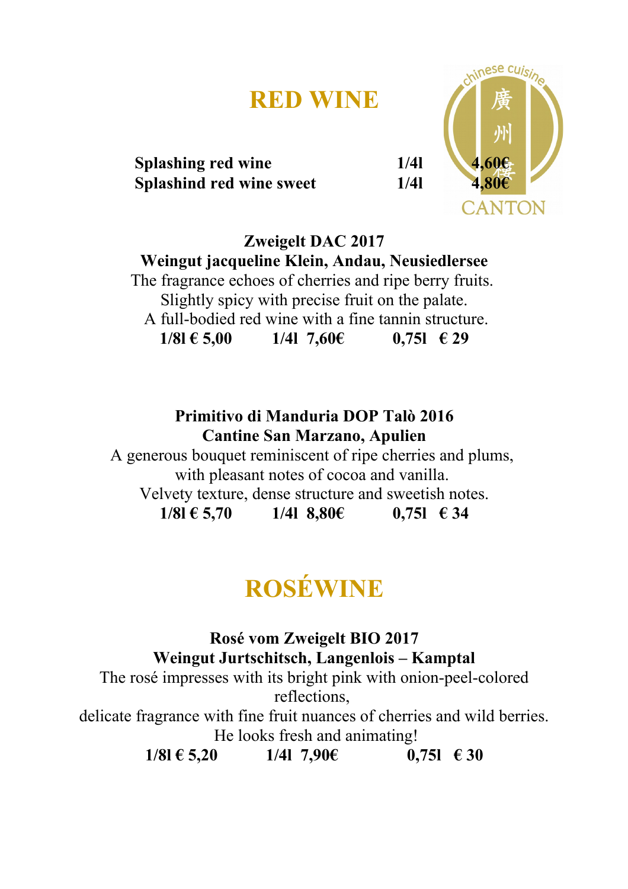# RED WINE

| | | |
|---|---|---|
| **Splashing red wine** | **1/4l** | **4,60€** |
| **Splashind red wine sweet** | **1/4l** | **4,80€** |

**Zweigelt DAC 2017**
**Weingut jacqueline Klein, Andau, Neusiedlersee**
The fragrance echoes of cherries and ripe berry fruits.
Slightly spicy with precise fruit on the palate.
A full-bodied red wine with a fine tannin structure.
**1/8l € 5,00 1/4l 7,60€ 0,75l € 29**

**Primitivo di Manduria DOP Talò 2016**
**Cantine San Marzano, Apulien**
A generous bouquet reminiscent of ripe cherries and plums,
with pleasant notes of cocoa and vanilla.
Velvety texture, dense structure and sweetish notes.
**1/8l € 5,70 1/4l 8,80€ 0,75l € 34**

# ROSÉWINE

**Rosé vom Zweigelt BIO 2017**
**Weingut Jurtschitsch, Langenlois – Kamptal**
The rosé impresses with its bright pink with onion-peel-colored reflections,
delicate fragrance with fine fruit nuances of cherries and wild berries.
He looks fresh and animating!
**1/8l € 5,20 1/4l 7,90€ 0,75l € 30**